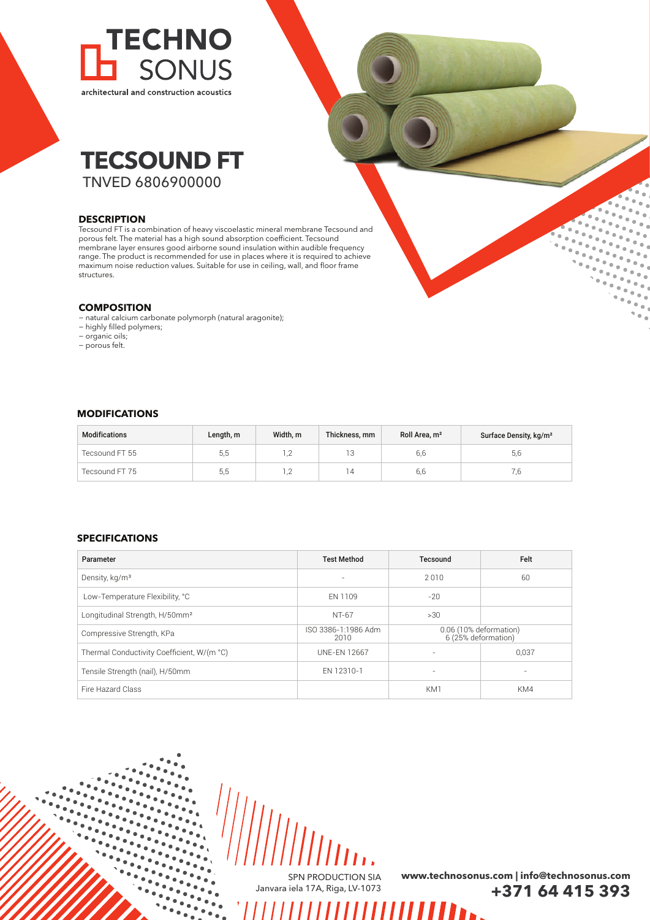TECHNO SONUS

architectural and construction acoustics

# TECSOUND FT

TNVED 6806900000

## DESCRIPTION

Tecsound FT is a combination of heavy viscoelastic mineral membrane Tecsound and porous felt. The material has a high sound absorption coefficient. Tecsound membrane layer ensures good airborne sound insulation within audible frequency range. The product is recommended for use in places where it is required to achieve maximum noise reduction values. Suitable for use in ceiling, wall, and floor frame structures.

## COMPOSITION

– natural calcium carbonate polymorph (natural aragonite);
– highly filled polymers;
– organic oils;
– porous felt.

## MODIFICATIONS

| Modifications | Length, m | Width, m | Thickness, mm | Roll Area, m² | Surface Density, kg/m² |
|---|---|---|---|---|---|
| Tecsound FT 55 | 5,5 | 1,2 | 13 | 6,6 | 5,6 |
| Tecsound FT 75 | 5,5 | 1,2 | 14 | 6,6 | 7,6 |

## SPECIFICATIONS

| Parameter | Test Method | Tecsound | Felt |
|---|---|---|---|
| Density, kg/m³ | - | 2 010 | 60 |
| Low-Temperature Flexibility, °C | EN 1109 | -20 | |
| Longitudinal Strength, H/50mm² | NT-67 | >30 | |
| Compressive Strength, KPa | ISO 3386-1:1986 Adm 2010 | 0.06 (10% deformation) 6 (25% deformation) | |
| Thermal Conductivity Coefficient, W/(m °C) | UNE-EN 12667 | - | 0,037 |
| Tensile Strength (nail), H/50mm | EN 12310-1 | - | - |
| Fire Hazard Class | | KM1 | KM4 |

SPN PRODUCTION SIA
Janvara iela 17A, Riga, LV-1073

**www.technosonus.com | info@technosonus.com**
**+371 64 415 393**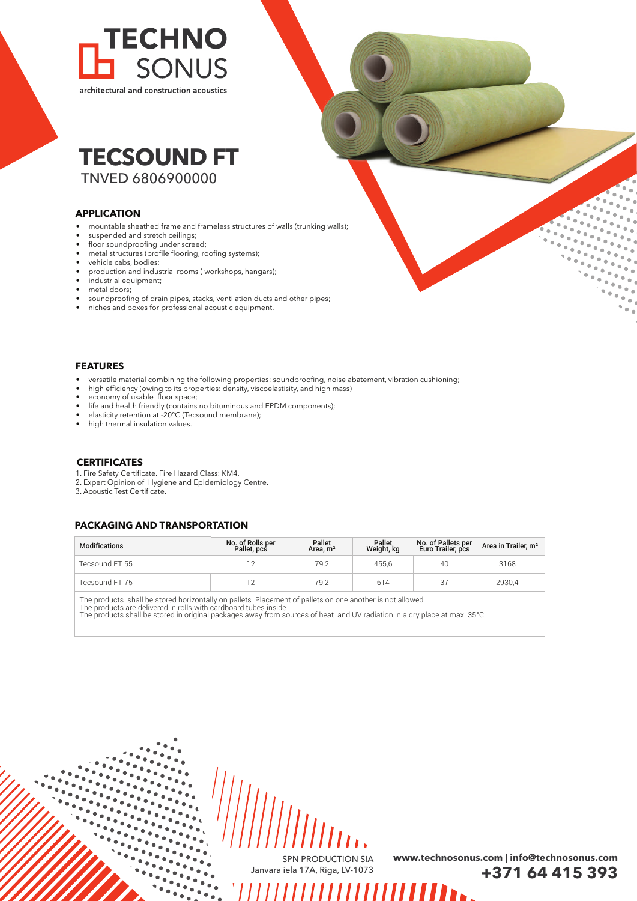TECHNO SONUS

architectural and construction acoustics

# TECSOUND FT

TNVED 6806900000

## APPLICATION

- mountable sheathed frame and frameless structures of walls (trunking walls);
- suspended and stretch ceilings;
- floor soundproofing under screed;
- metal structures (profile flooring, roofing systems);
- vehicle cabs, bodies;
- production and industrial rooms ( workshops, hangars);
- industrial equipment;
- metal doors;
- soundproofing of drain pipes, stacks, ventilation ducts and other pipes;
- niches and boxes for professional acoustic equipment.

## FEATURES

- versatile material combining the following properties: soundproofing, noise abatement, vibration cushioning;
- high efficiency (owing to its properties: density, viscoelastisity, and high mass)
- economy of usable floor space;
- life and health friendly (contains no bituminous and EPDM components);
- elasticity retention at -20°C (Tecsound membrane);
- high thermal insulation values.

## CERTIFICATES

1. Fire Safety Certificate. Fire Hazard Class: KM4.
2. Expert Opinion of Hygiene and Epidemiology Centre.
3. Acoustic Test Certificate.

## PACKAGING AND TRANSPORTATION

| Modifications | No. of Rolls per Pallet, pcs | Pallet Area, m² | Pallet Weight, kg | No. of Pallets per Euro Trailer, pcs | Area in Trailer, m² |
|---|---|---|---|---|---|
| Tecsound FT 55 | 12 | 79,2 | 455,6 | 40 | 3168 |
| Tecsound FT 75 | 12 | 79,2 | 614 | 37 | 2930,4 |

The products shall be stored horizontally on pallets. Placement of pallets on one another is not allowed.
The products are delivered in rolls with cardboard tubes inside.
The products shall be stored in original packages away from sources of heat and UV radiation in a dry place at max. 35°C.

SPN PRODUCTION SIA
Janvara iela 17A, Riga, LV-1073

**www.technosonus.com | info@technosonus.com**
**+371 64 415 393**